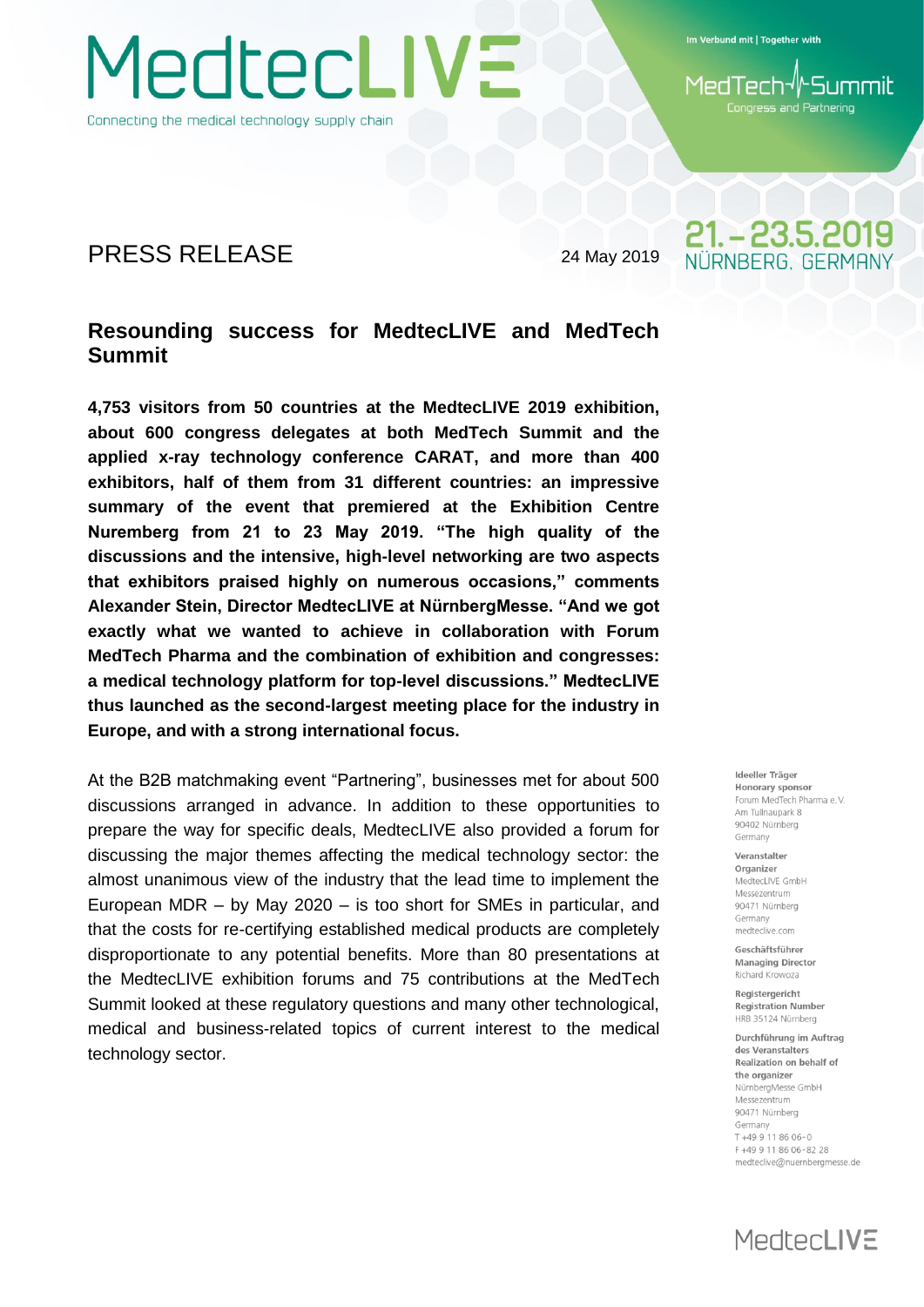MedtecLIVE

Connecting the medical technology supply chain

Im Verbund mit | Together with

MedTech Summit
Congress and Partnering

21.–23.5.2019
NÜRNBERG, GERMANY

PRESS RELEASE

24 May 2019

# Resounding success for MedtecLIVE and MedTech Summit

**4,753 visitors from 50 countries at the MedtecLIVE 2019 exhibition, about 600 congress delegates at both MedTech Summit and the applied x-ray technology conference CARAT, and more than 400 exhibitors, half of them from 31 different countries: an impressive summary of the event that premiered at the Exhibition Centre Nuremberg from 21 to 23 May 2019. "The high quality of the discussions and the intensive, high-level networking are two aspects that exhibitors praised highly on numerous occasions," comments Alexander Stein, Director MedtecLIVE at NürnbergMesse. "And we got exactly what we wanted to achieve in collaboration with Forum MedTech Pharma and the combination of exhibition and congresses: a medical technology platform for top-level discussions." MedtecLIVE thus launched as the second-largest meeting place for the industry in Europe, and with a strong international focus.**

At the B2B matchmaking event "Partnering", businesses met for about 500 discussions arranged in advance. In addition to these opportunities to prepare the way for specific deals, MedtecLIVE also provided a forum for discussing the major themes affecting the medical technology sector: the almost unanimous view of the industry that the lead time to implement the European MDR – by May 2020 – is too short for SMEs in particular, and that the costs for re-certifying established medical products are completely disproportionate to any potential benefits. More than 80 presentations at the MedtecLIVE exhibition forums and 75 contributions at the MedTech Summit looked at these regulatory questions and many other technological, medical and business-related topics of current interest to the medical technology sector.

**Ideeller Träger**
**Honorary sponsor**
Forum MedTech Pharma e. V.
Am Tullnaupark 8
90402 Nürnberg
Germany

**Veranstalter**
**Organizer**
MedtecLIVE GmbH
Messezentrum
90471 Nürnberg
Germany
medteclive.com

**Geschäftsführer**
**Managing Director**
Richard Krowoza

**Registergericht**
**Registration Number**
HRB 35124 Nürnberg

**Durchführung im Auftrag des Veranstalters**
**Realization on behalf of the organizer**
NürnbergMesse GmbH
Messezentrum
90471 Nürnberg
Germany
T +49 9 11 86 06-0
F +49 9 11 86 06-82 28
medteclive@nuernbergmesse.de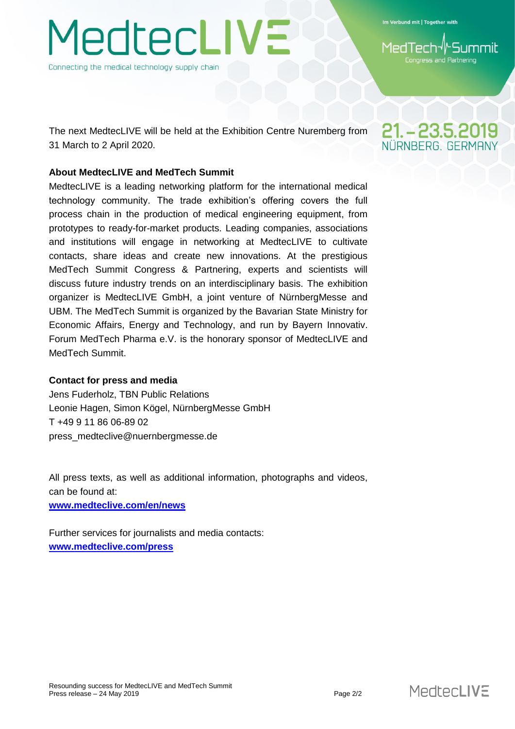The next MedtecLIVE will be held at the Exhibition Centre Nuremberg from 31 March to 2 April 2020.

**About MedtecLIVE and MedTech Summit**

MedtecLIVE is a leading networking platform for the international medical technology community. The trade exhibition's offering covers the full process chain in the production of medical engineering equipment, from prototypes to ready-for-market products. Leading companies, associations and institutions will engage in networking at MedtecLIVE to cultivate contacts, share ideas and create new innovations. At the prestigious MedTech Summit Congress & Partnering, experts and scientists will discuss future industry trends on an interdisciplinary basis. The exhibition organizer is MedtecLIVE GmbH, a joint venture of NürnbergMesse and UBM. The MedTech Summit is organized by the Bavarian State Ministry for Economic Affairs, Energy and Technology, and run by Bayern Innovativ. Forum MedTech Pharma e.V. is the honorary sponsor of MedtecLIVE and MedTech Summit.

**Contact for press and media**

Jens Fuderholz, TBN Public Relations
Leonie Hagen, Simon Kögel, NürnbergMesse GmbH
T +49 9 11 86 06-89 02
press_medteclive@nuernbergmesse.de

All press texts, as well as additional information, photographs and videos, can be found at:
**www.medteclive.com/en/news**

Further services for journalists and media contacts:
**www.medteclive.com/press**